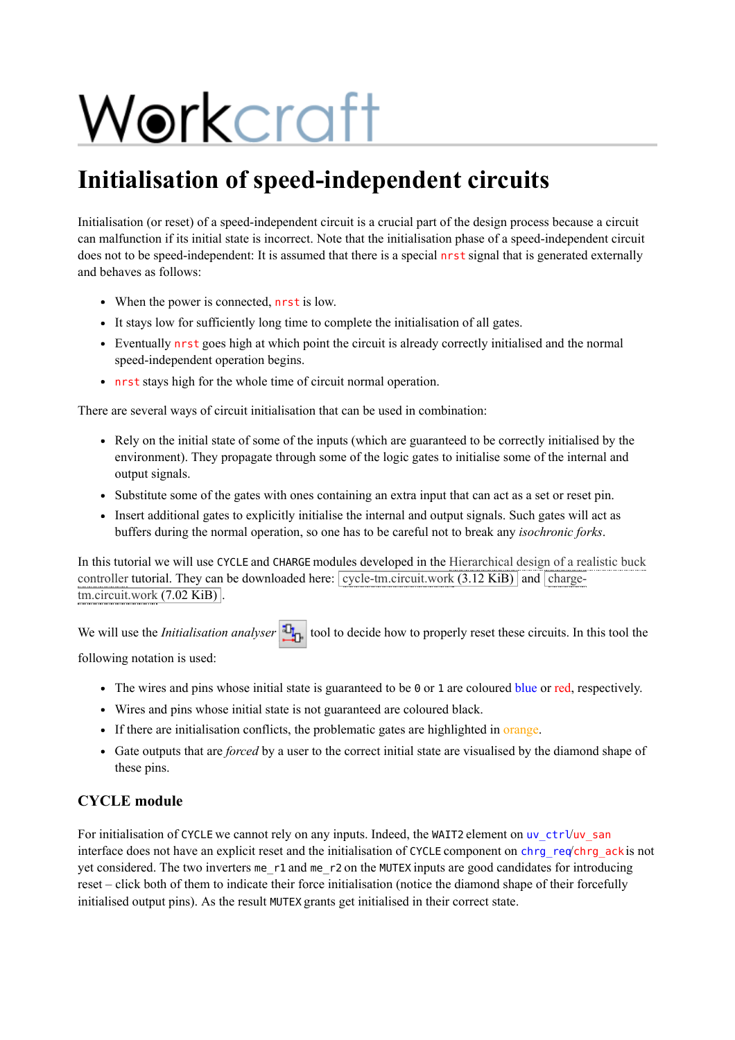# Workcraft

## Initialisation of speed-independent circuits

Initialisation (or reset) of a speed-independent circuit is a crucial part of the design process because a circuit can malfunction if its initial state is incorrect. Note that the initialisation phase of a speed-independent circuit does not to be speed-independent: It is assumed that there is a special `nrst` signal that is generated externally and behaves as follows:

- When the power is connected, `nrst` is low.
- It stays low for sufficiently long time to complete the initialisation of all gates.
- Eventually `nrst` goes high at which point the circuit is already correctly initialised and the normal speed-independent operation begins.
- `nrst` stays high for the whole time of circuit normal operation.

There are several ways of circuit initialisation that can be used in combination:

- Rely on the initial state of some of the inputs (which are guaranteed to be correctly initialised by the environment). They propagate through some of the logic gates to initialise some of the internal and output signals.
- Substitute some of the gates with ones containing an extra input that can act as a set or reset pin.
- Insert additional gates to explicitly initialise the internal and output signals. Such gates will act as buffers during the normal operation, so one has to be careful not to break any *isochronic forks*.

In this tutorial we will use `CYCLE` and `CHARGE` modules developed in the Hierarchical design of a realistic buck controller tutorial. They can be downloaded here: cycle-tm.circuit.work (3.12 KiB) and charge-tm.circuit.work (7.02 KiB).

We will use the *Initialisation analyser* tool to decide how to properly reset these circuits. In this tool the following notation is used:

- The wires and pins whose initial state is guaranteed to be `0` or `1` are coloured blue or red, respectively.
- Wires and pins whose initial state is not guaranteed are coloured black.
- If there are initialisation conflicts, the problematic gates are highlighted in orange.
- Gate outputs that are *forced* by a user to the correct initial state are visualised by the diamond shape of these pins.

### CYCLE module

For initialisation of `CYCLE` we cannot rely on any inputs. Indeed, the `WAIT2` element on `uv_ctrl`/`uv_san` interface does not have an explicit reset and the initialisation of `CYCLE` component on `chrg_req`/`chrg_ack` is not yet considered. The two inverters `me_r1` and `me_r2` on the `MUTEX` inputs are good candidates for introducing reset – click both of them to indicate their force initialisation (notice the diamond shape of their forcefully initialised output pins). As the result `MUTEX` grants get initialised in their correct state.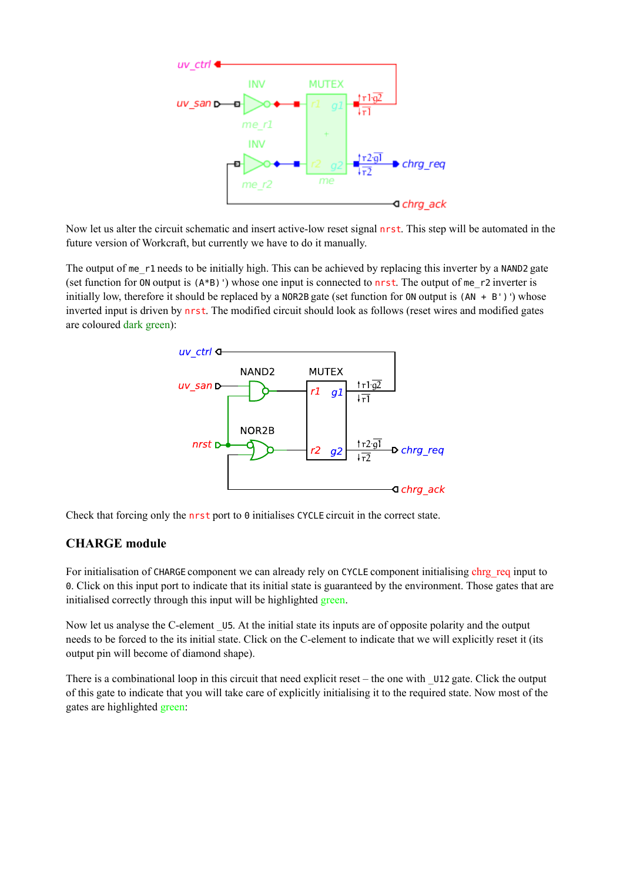Now let us alter the circuit schematic and insert active-low reset signal `nrst`. This step will be automated in the future version of Workcraft, but currently we have to do it manually.

The output of `me_r1` needs to be initially high. This can be achieved by replacing this inverter by a `NAND2` gate (set function for `ON` output is `(A*B)'`) whose one input is connected to `nrst`. The output of `me_r2` inverter is initially low, therefore it should be replaced by a `NOR2B` gate (set function for `ON` output is `(AN + B')'`) whose inverted input is driven by `nrst`. The modified circuit should look as follows (reset wires and modified gates are coloured dark green):

Check that forcing only the `nrst` port to `0` initialises `CYCLE` circuit in the correct state.

## CHARGE module

For initialisation of `CHARGE` component we can already rely on `CYCLE` component initialising chrg_req input to `0`. Click on this input port to indicate that its initial state is guaranteed by the environment. Those gates that are initialised correctly through this input will be highlighted green.

Now let us analyse the C-element `_U5`. At the initial state its inputs are of opposite polarity and the output needs to be forced to the its initial state. Click on the C-element to indicate that we will explicitly reset it (its output pin will become of diamond shape).

There is a combinational loop in this circuit that need explicit reset – the one with `_U12` gate. Click the output of this gate to indicate that you will take care of explicitly initialising it to the required state. Now most of the gates are highlighted green: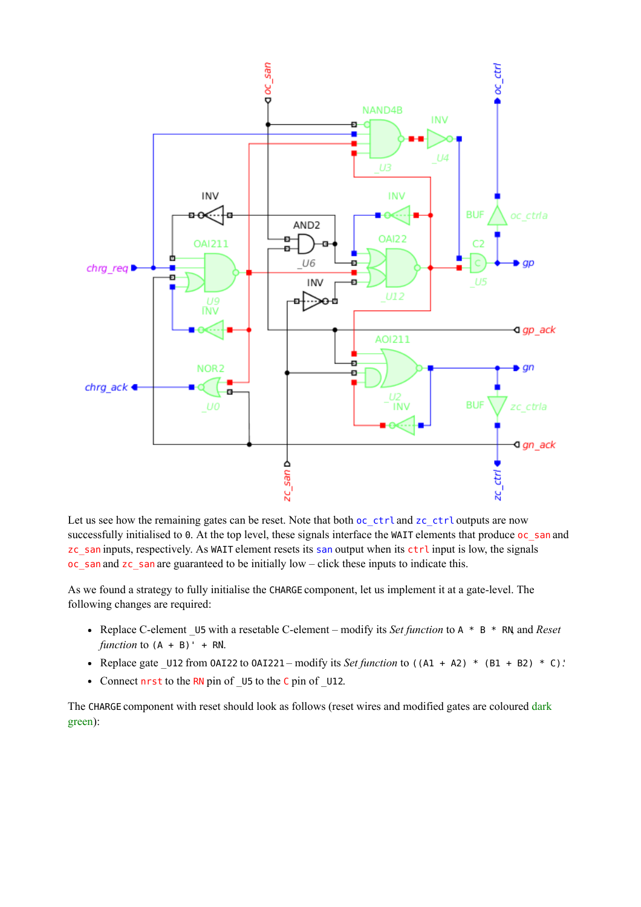Let us see how the remaining gates can be reset. Note that both `oc_ctrl` and `zc_ctrl` outputs are now successfully initialised to `0`. At the top level, these signals interface the `WAIT` elements that produce `oc_san` and `zc_san` inputs, respectively. As `WAIT` element resets its `san` output when its `ctrl` input is low, the signals `oc_san` and `zc_san` are guaranteed to be initially low – click these inputs to indicate this.

As we found a strategy to fully initialise the `CHARGE` component, let us implement it at a gate-level. The following changes are required:

- Replace C-element `_U5` with a resetable C-element – modify its *Set function* to `A * B * RN`, and *Reset function* to `(A + B)' + RN`.
- Replace gate `_U12` from `OAI22` to `OAI221` – modify its *Set function* to `((A1 + A2) * (B1 + B2) * C)'`.
- Connect `nrst` to the `RN` pin of `_U5` to the `C` pin of `_U12`.

The `CHARGE` component with reset should look as follows (reset wires and modified gates are coloured dark green):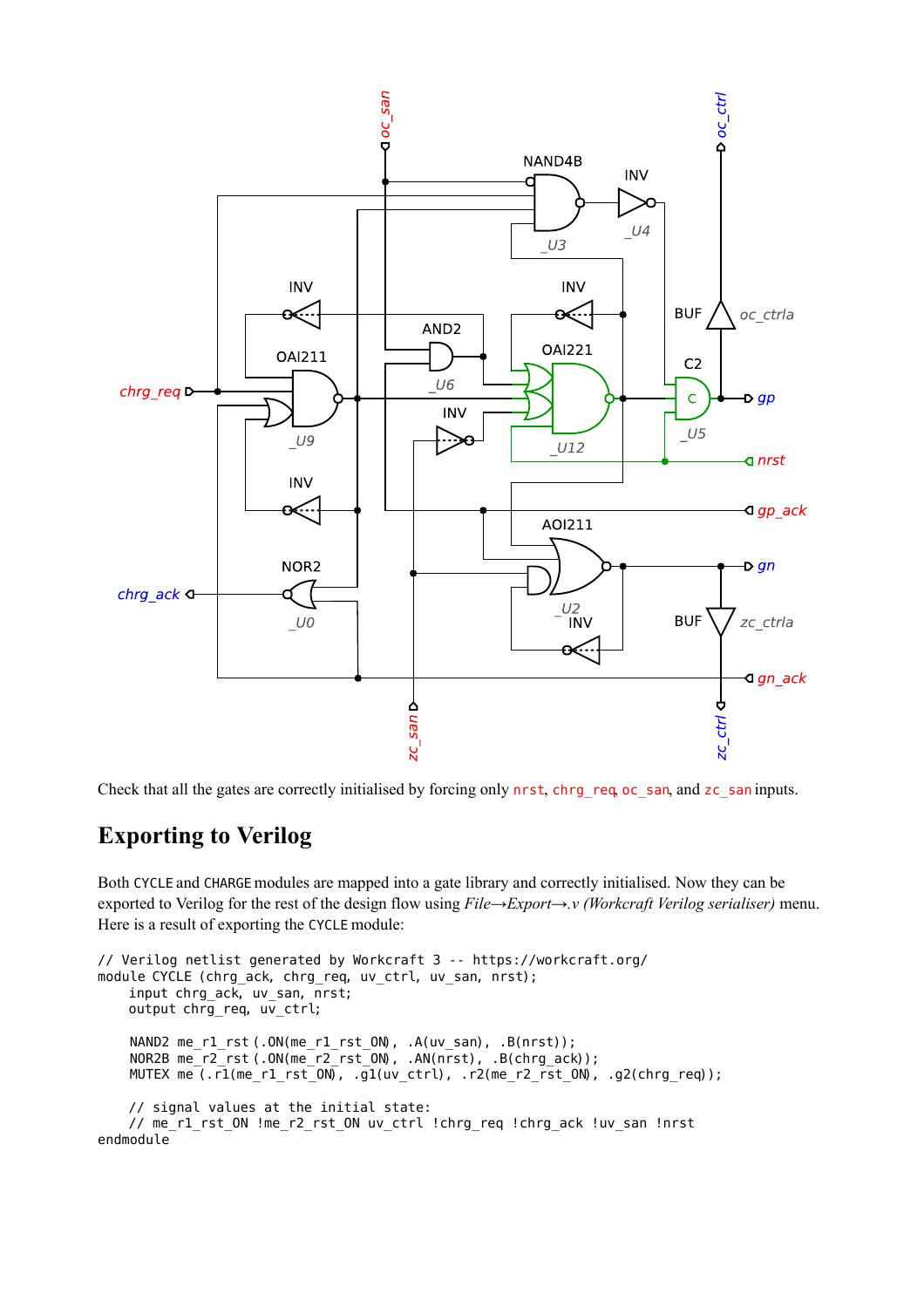Check that all the gates are correctly initialised by forcing only `nrst`, `chrg_req`, `oc_san`, and `zc_san` inputs.

## Exporting to Verilog

Both `CYCLE` and `CHARGE` modules are mapped into a gate library and correctly initialised. Now they can be exported to Verilog for the rest of the design flow using *File→Export→.v (Workcraft Verilog serialiser)* menu. Here is a result of exporting the `CYCLE` module:

```
// Verilog netlist generated by Workcraft 3 -- https://workcraft.org/
module CYCLE (chrg_ack, chrg_req, uv_ctrl, uv_san, nrst);
    input chrg_ack, uv_san, nrst;
    output chrg_req, uv_ctrl;

    NAND2 me_r1_rst (.ON(me_r1_rst_ON), .A(uv_san), .B(nrst));
    NOR2B me_r2_rst (.ON(me_r2_rst_ON), .AN(nrst), .B(chrg_ack));
    MUTEX me (.r1(me_r1_rst_ON), .g1(uv_ctrl), .r2(me_r2_rst_ON), .g2(chrg_req));

    // signal values at the initial state:
    // me_r1_rst_ON !me_r2_rst_ON uv_ctrl !chrg_req !chrg_ack !uv_san !nrst
endmodule
```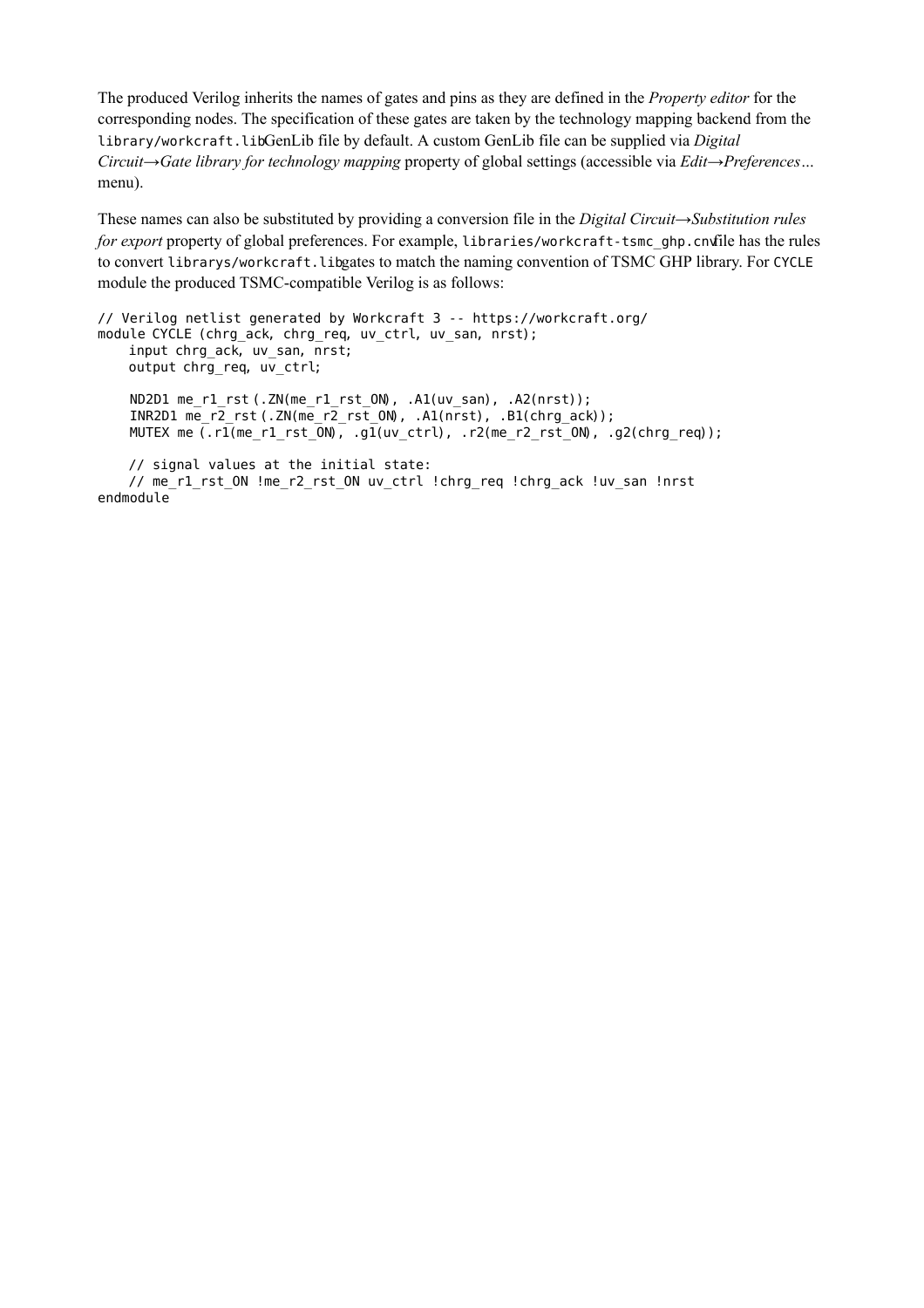The produced Verilog inherits the names of gates and pins as they are defined in the *Property editor* for the corresponding nodes. The specification of these gates are taken by the technology mapping backend from the `library/workcraft.lib` GenLib file by default. A custom GenLib file can be supplied via *Digital Circuit→Gate library for technology mapping* property of global settings (accessible via *Edit→Preferences…* menu).

These names can also be substituted by providing a conversion file in the *Digital Circuit→Substitution rules for export* property of global preferences. For example, `libraries/workcraft-tsmc_ghp.cnv` file has the rules to convert `librarys/workcraft.lib` gates to match the naming convention of TSMC GHP library. For `CYCLE` module the produced TSMC-compatible Verilog is as follows:

```
// Verilog netlist generated by Workcraft 3 -- https://workcraft.org/
module CYCLE (chrg_ack, chrg_req, uv_ctrl, uv_san, nrst);
    input chrg_ack, uv_san, nrst;
    output chrg_req, uv_ctrl;

    ND2D1 me_r1_rst (.ZN(me_r1_rst_ON), .A1(uv_san), .A2(nrst));
    INR2D1 me_r2_rst (.ZN(me_r2_rst_ON), .A1(nrst), .B1(chrg_ack));
    MUTEX me (.r1(me_r1_rst_ON), .g1(uv_ctrl), .r2(me_r2_rst_ON), .g2(chrg_req));

    // signal values at the initial state:
    // me_r1_rst_ON !me_r2_rst_ON uv_ctrl !chrg_req !chrg_ack !uv_san !nrst
endmodule
```